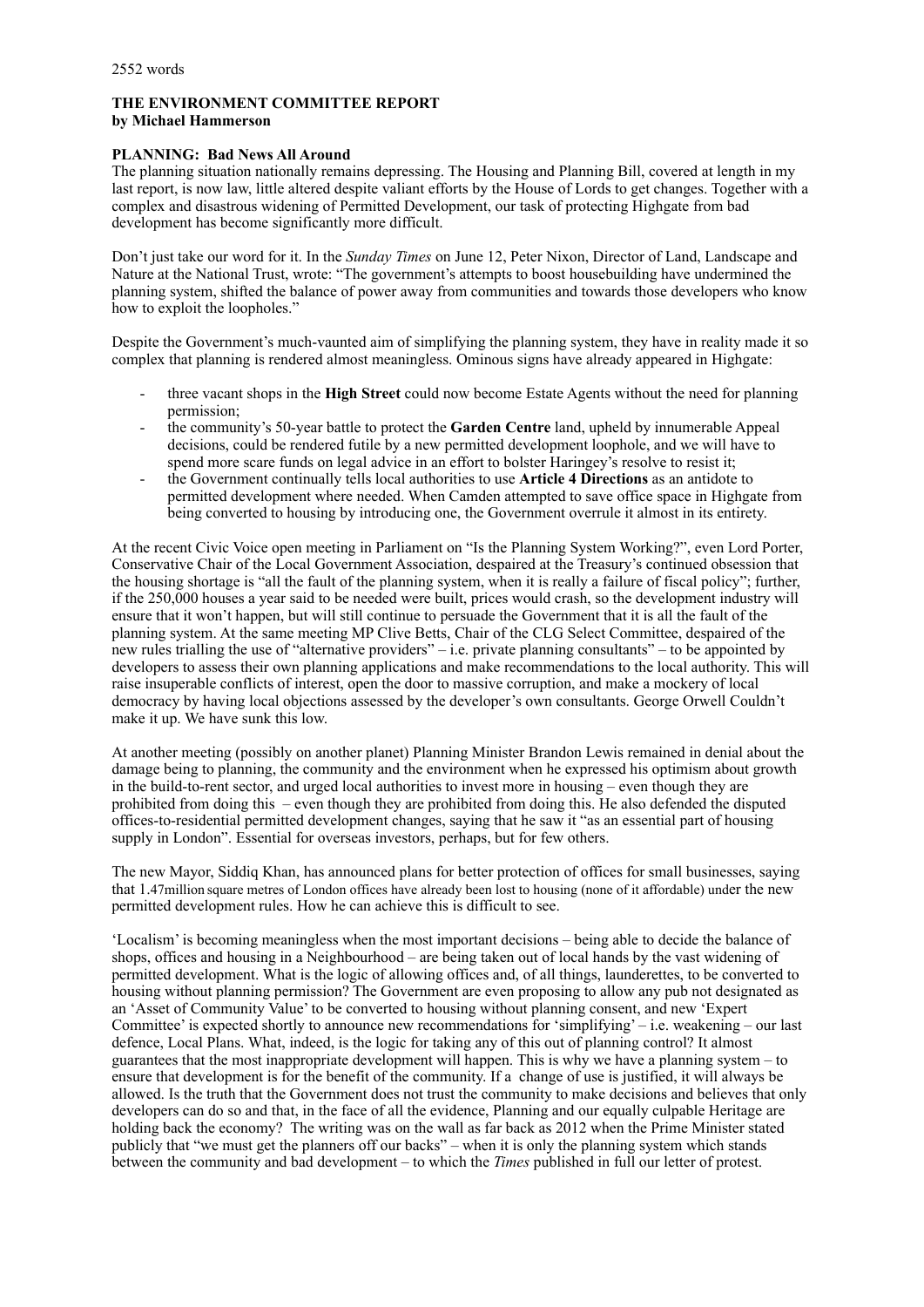2552 words

**THE ENVIRONMENT COMMITTEE REPORT**
**by Michael Hammerson**

**PLANNING: Bad News All Around**

The planning situation nationally remains depressing. The Housing and Planning Bill, covered at length in my last report, is now law, little altered despite valiant efforts by the House of Lords to get changes. Together with a complex and disastrous widening of Permitted Development, our task of protecting Highgate from bad development has become significantly more difficult.

Don't just take our word for it. In the *Sunday Times* on June 12, Peter Nixon, Director of Land, Landscape and Nature at the National Trust, wrote: "The government's attempts to boost housebuilding have undermined the planning system, shifted the balance of power away from communities and towards those developers who know how to exploit the loopholes."

Despite the Government's much-vaunted aim of simplifying the planning system, they have in reality made it so complex that planning is rendered almost meaningless. Ominous signs have already appeared in Highgate:

- three vacant shops in the **High Street** could now become Estate Agents without the need for planning permission;
- the community's 50-year battle to protect the **Garden Centre** land, upheld by innumerable Appeal decisions, could be rendered futile by a new permitted development loophole, and we will have to spend more scare funds on legal advice in an effort to bolster Haringey's resolve to resist it;
- the Government continually tells local authorities to use **Article 4 Directions** as an antidote to permitted development where needed. When Camden attempted to save office space in Highgate from being converted to housing by introducing one, the Government overrule it almost in its entirety.

At the recent Civic Voice open meeting in Parliament on "Is the Planning System Working?", even Lord Porter, Conservative Chair of the Local Government Association, despaired at the Treasury's continued obsession that the housing shortage is "all the fault of the planning system, when it is really a failure of fiscal policy"; further, if the 250,000 houses a year said to be needed were built, prices would crash, so the development industry will ensure that it won't happen, but will still continue to persuade the Government that it is all the fault of the planning system. At the same meeting MP Clive Betts, Chair of the CLG Select Committee, despaired of the new rules trialling the use of "alternative providers" – i.e. private planning consultants" – to be appointed by developers to assess their own planning applications and make recommendations to the local authority. This will raise insuperable conflicts of interest, open the door to massive corruption, and make a mockery of local democracy by having local objections assessed by the developer's own consultants. George Orwell Couldn't make it up. We have sunk this low.

At another meeting (possibly on another planet) Planning Minister Brandon Lewis remained in denial about the damage being to planning, the community and the environment when he expressed his optimism about growth in the build-to-rent sector, and urged local authorities to invest more in housing – even though they are prohibited from doing this – even though they are prohibited from doing this. He also defended the disputed offices-to-residential permitted development changes, saying that he saw it "as an essential part of housing supply in London". Essential for overseas investors, perhaps, but for few others.

The new Mayor, Siddiq Khan, has announced plans for better protection of offices for small businesses, saying that 1.47million square metres of London offices have already been lost to housing (none of it affordable) under the new permitted development rules. How he can achieve this is difficult to see.

'Localism' is becoming meaningless when the most important decisions – being able to decide the balance of shops, offices and housing in a Neighbourhood – are being taken out of local hands by the vast widening of permitted development. What is the logic of allowing offices and, of all things, launderettes, to be converted to housing without planning permission? The Government are even proposing to allow any pub not designated as an 'Asset of Community Value' to be converted to housing without planning consent, and new 'Expert Committee' is expected shortly to announce new recommendations for 'simplifying' – i.e. weakening – our last defence, Local Plans. What, indeed, is the logic for taking any of this out of planning control? It almost guarantees that the most inappropriate development will happen. This is why we have a planning system – to ensure that development is for the benefit of the community. If a change of use is justified, it will always be allowed. Is the truth that the Government does not trust the community to make decisions and believes that only developers can do so and that, in the face of all the evidence, Planning and our equally culpable Heritage are holding back the economy? The writing was on the wall as far back as 2012 when the Prime Minister stated publicly that "we must get the planners off our backs" – when it is only the planning system which stands between the community and bad development – to which the *Times* published in full our letter of protest.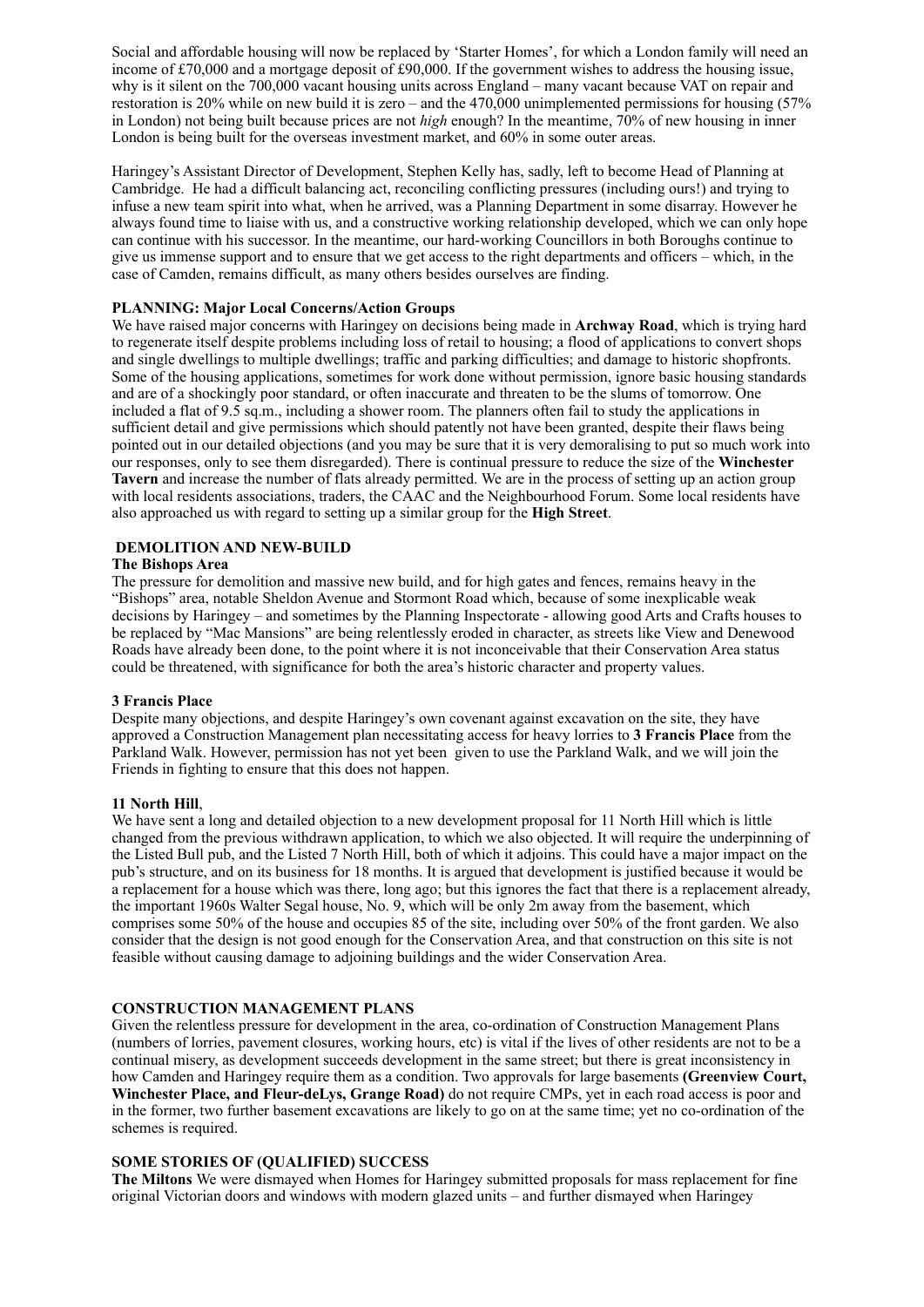Social and affordable housing will now be replaced by 'Starter Homes', for which a London family will need an income of £70,000 and a mortgage deposit of £90,000. If the government wishes to address the housing issue, why is it silent on the 700,000 vacant housing units across England – many vacant because VAT on repair and restoration is 20% while on new build it is zero – and the 470,000 unimplemented permissions for housing (57% in London) not being built because prices are not *high* enough? In the meantime, 70% of new housing in inner London is being built for the overseas investment market, and 60% in some outer areas.

Haringey's Assistant Director of Development, Stephen Kelly has, sadly, left to become Head of Planning at Cambridge. He had a difficult balancing act, reconciling conflicting pressures (including ours!) and trying to infuse a new team spirit into what, when he arrived, was a Planning Department in some disarray. However he always found time to liaise with us, and a constructive working relationship developed, which we can only hope can continue with his successor. In the meantime, our hard-working Councillors in both Boroughs continue to give us immense support and to ensure that we get access to the right departments and officers – which, in the case of Camden, remains difficult, as many others besides ourselves are finding.

**PLANNING: Major Local Concerns/Action Groups**

We have raised major concerns with Haringey on decisions being made in **Archway Road**, which is trying hard to regenerate itself despite problems including loss of retail to housing; a flood of applications to convert shops and single dwellings to multiple dwellings; traffic and parking difficulties; and damage to historic shopfronts. Some of the housing applications, sometimes for work done without permission, ignore basic housing standards and are of a shockingly poor standard, or often inaccurate and threaten to be the slums of tomorrow. One included a flat of 9.5 sq.m., including a shower room. The planners often fail to study the applications in sufficient detail and give permissions which should patently not have been granted, despite their flaws being pointed out in our detailed objections (and you may be sure that it is very demoralising to put so much work into our responses, only to see them disregarded). There is continual pressure to reduce the size of the **Winchester Tavern** and increase the number of flats already permitted. We are in the process of setting up an action group with local residents associations, traders, the CAAC and the Neighbourhood Forum. Some local residents have also approached us with regard to setting up a similar group for the **High Street**.

**DEMOLITION AND NEW-BUILD**

**The Bishops Area**

The pressure for demolition and massive new build, and for high gates and fences, remains heavy in the "Bishops" area, notable Sheldon Avenue and Stormont Road which, because of some inexplicable weak decisions by Haringey – and sometimes by the Planning Inspectorate - allowing good Arts and Crafts houses to be replaced by "Mac Mansions" are being relentlessly eroded in character, as streets like View and Denewood Roads have already been done, to the point where it is not inconceivable that their Conservation Area status could be threatened, with significance for both the area's historic character and property values.

**3 Francis Place**

Despite many objections, and despite Haringey's own covenant against excavation on the site, they have approved a Construction Management plan necessitating access for heavy lorries to **3 Francis Place** from the Parkland Walk. However, permission has not yet been given to use the Parkland Walk, and we will join the Friends in fighting to ensure that this does not happen.

**11 North Hill**,

We have sent a long and detailed objection to a new development proposal for 11 North Hill which is little changed from the previous withdrawn application, to which we also objected. It will require the underpinning of the Listed Bull pub, and the Listed 7 North Hill, both of which it adjoins. This could have a major impact on the pub's structure, and on its business for 18 months. It is argued that development is justified because it would be a replacement for a house which was there, long ago; but this ignores the fact that there is a replacement already, the important 1960s Walter Segal house, No. 9, which will be only 2m away from the basement, which comprises some 50% of the house and occupies 85 of the site, including over 50% of the front garden. We also consider that the design is not good enough for the Conservation Area, and that construction on this site is not feasible without causing damage to adjoining buildings and the wider Conservation Area.

**CONSTRUCTION MANAGEMENT PLANS**

Given the relentless pressure for development in the area, co-ordination of Construction Management Plans (numbers of lorries, pavement closures, working hours, etc) is vital if the lives of other residents are not to be a continual misery, as development succeeds development in the same street; but there is great inconsistency in how Camden and Haringey require them as a condition. Two approvals for large basements **(Greenview Court, Winchester Place, and Fleur-deLys, Grange Road)** do not require CMPs, yet in each road access is poor and in the former, two further basement excavations are likely to go on at the same time; yet no co-ordination of the schemes is required.

**SOME STORIES OF (QUALIFIED) SUCCESS**

**The Miltons** We were dismayed when Homes for Haringey submitted proposals for mass replacement for fine original Victorian doors and windows with modern glazed units – and further dismayed when Haringey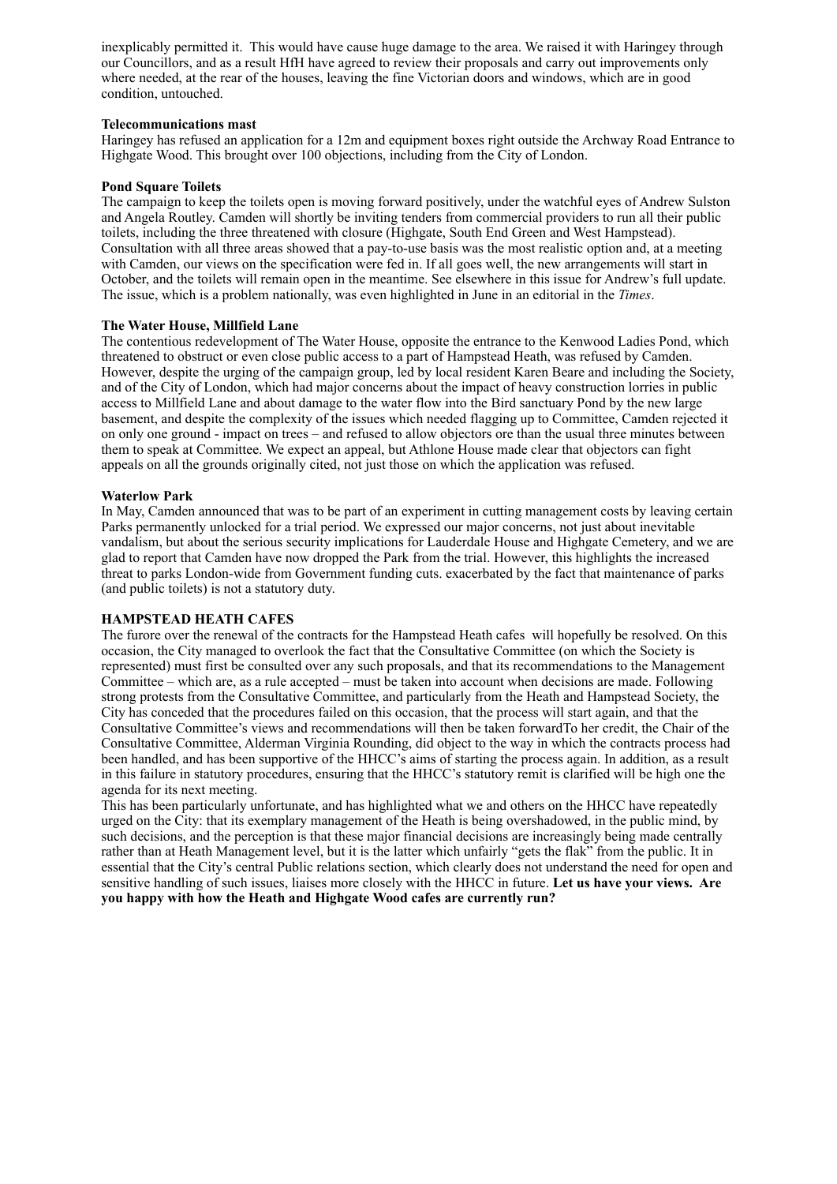inexplicably permitted it. This would have cause huge damage to the area. We raised it with Haringey through our Councillors, and as a result HfH have agreed to review their proposals and carry out improvements only where needed, at the rear of the houses, leaving the fine Victorian doors and windows, which are in good condition, untouched.

**Telecommunications mast**

Haringey has refused an application for a 12m and equipment boxes right outside the Archway Road Entrance to Highgate Wood. This brought over 100 objections, including from the City of London.

**Pond Square Toilets**

The campaign to keep the toilets open is moving forward positively, under the watchful eyes of Andrew Sulston and Angela Routley. Camden will shortly be inviting tenders from commercial providers to run all their public toilets, including the three threatened with closure (Highgate, South End Green and West Hampstead). Consultation with all three areas showed that a pay-to-use basis was the most realistic option and, at a meeting with Camden, our views on the specification were fed in. If all goes well, the new arrangements will start in October, and the toilets will remain open in the meantime. See elsewhere in this issue for Andrew's full update. The issue, which is a problem nationally, was even highlighted in June in an editorial in the *Times*.

**The Water House, Millfield Lane**

The contentious redevelopment of The Water House, opposite the entrance to the Kenwood Ladies Pond, which threatened to obstruct or even close public access to a part of Hampstead Heath, was refused by Camden. However, despite the urging of the campaign group, led by local resident Karen Beare and including the Society, and of the City of London, which had major concerns about the impact of heavy construction lorries in public access to Millfield Lane and about damage to the water flow into the Bird sanctuary Pond by the new large basement, and despite the complexity of the issues which needed flagging up to Committee, Camden rejected it on only one ground - impact on trees – and refused to allow objectors ore than the usual three minutes between them to speak at Committee. We expect an appeal, but Athlone House made clear that objectors can fight appeals on all the grounds originally cited, not just those on which the application was refused.

**Waterlow Park**

In May, Camden announced that was to be part of an experiment in cutting management costs by leaving certain Parks permanently unlocked for a trial period. We expressed our major concerns, not just about inevitable vandalism, but about the serious security implications for Lauderdale House and Highgate Cemetery, and we are glad to report that Camden have now dropped the Park from the trial. However, this highlights the increased threat to parks London-wide from Government funding cuts. exacerbated by the fact that maintenance of parks (and public toilets) is not a statutory duty.

**HAMPSTEAD HEATH CAFES**

The furore over the renewal of the contracts for the Hampstead Heath cafes will hopefully be resolved. On this occasion, the City managed to overlook the fact that the Consultative Committee (on which the Society is represented) must first be consulted over any such proposals, and that its recommendations to the Management Committee – which are, as a rule accepted – must be taken into account when decisions are made. Following strong protests from the Consultative Committee, and particularly from the Heath and Hampstead Society, the City has conceded that the procedures failed on this occasion, that the process will start again, and that the Consultative Committee's views and recommendations will then be taken forwardTo her credit, the Chair of the Consultative Committee, Alderman Virginia Rounding, did object to the way in which the contracts process had been handled, and has been supportive of the HHCC's aims of starting the process again. In addition, as a result in this failure in statutory procedures, ensuring that the HHCC's statutory remit is clarified will be high one the agenda for its next meeting.

This has been particularly unfortunate, and has highlighted what we and others on the HHCC have repeatedly urged on the City: that its exemplary management of the Heath is being overshadowed, in the public mind, by such decisions, and the perception is that these major financial decisions are increasingly being made centrally rather than at Heath Management level, but it is the latter which unfairly "gets the flak" from the public. It in essential that the City's central Public relations section, which clearly does not understand the need for open and sensitive handling of such issues, liaises more closely with the HHCC in future. **Let us have your views. Are you happy with how the Heath and Highgate Wood cafes are currently run?**